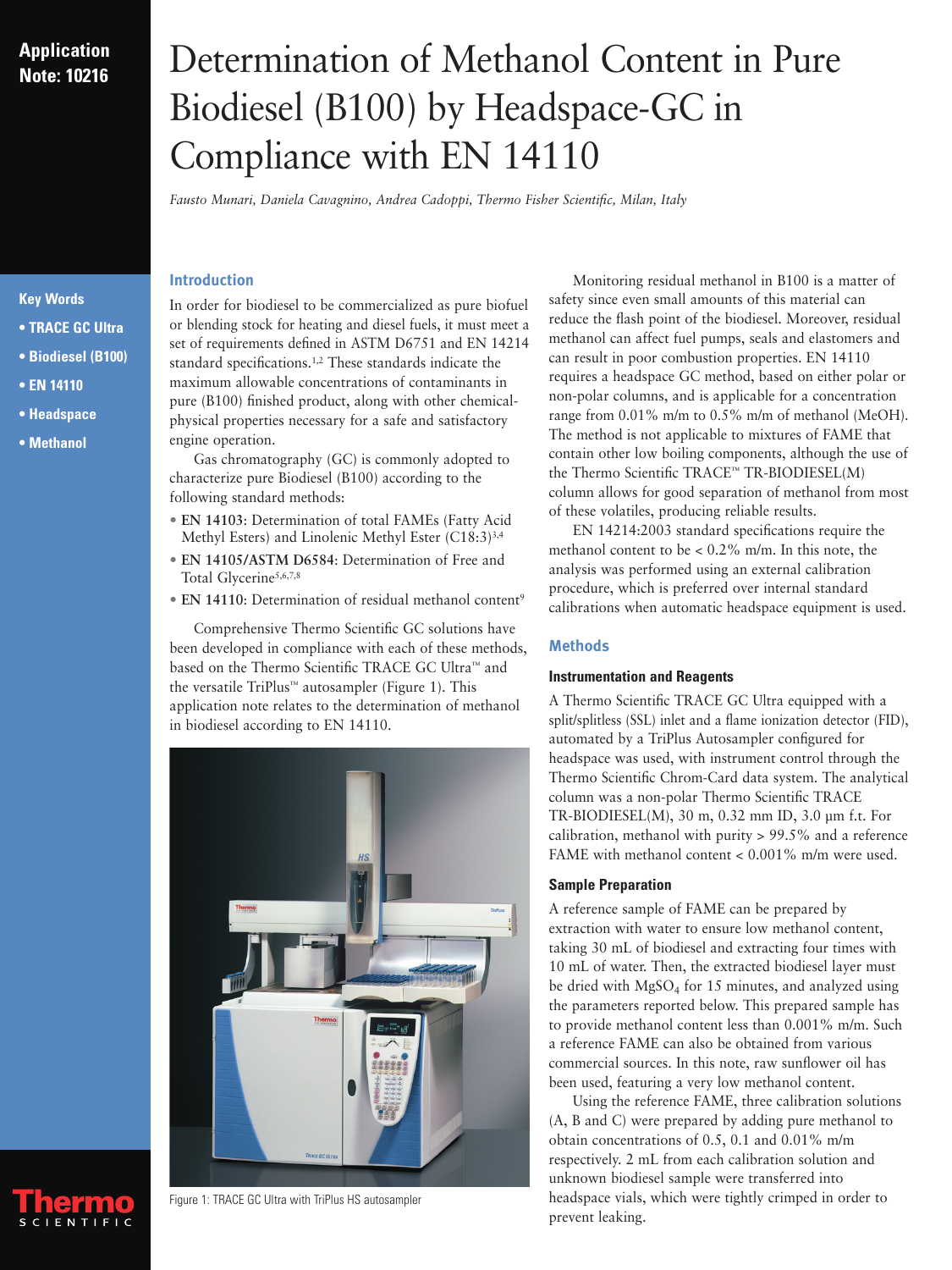**Application Note: 10216**

# Determination of Methanol Content in Pure Biodiesel (B100) by Headspace-GC in Compliance with EN 14110

*Fausto Munari, Daniela Cavagnino, Andrea Cadoppi, Thermo Fisher Scientific, Milan, Italy*

**Key Words**

- **TRACE GC Ultra**
- **Biodiesel (B100)**
- **EN 14110**
- **Headspace**
- **Methanol**

## Introduction

In order for biodiesel to be commercialized as pure biofuel or blending stock for heating and diesel fuels, it must meet a set of requirements defined in ASTM D6751 and EN 14214 standard specifications.[1,2] These standards indicate the maximum allowable concentrations of contaminants in pure (B100) finished product, along with other chemical-physical properties necessary for a safe and satisfactory engine operation.

Gas chromatography (GC) is commonly adopted to characterize pure Biodiesel (B100) according to the following standard methods:

- **EN 14103**: Determination of total FAMEs (Fatty Acid Methyl Esters) and Linolenic Methyl Ester (C18:3)[3,4]
- **EN 14105/ASTM D6584**: Determination of Free and Total Glycerine[5,6,7,8]
- **EN 14110**: Determination of residual methanol content[9]

Comprehensive Thermo Scientific GC solutions have been developed in compliance with each of these methods, based on the Thermo Scientific TRACE GC Ultra™ and the versatile TriPlus™ autosampler (Figure 1). This application note relates to the determination of methanol in biodiesel according to EN 14110.

Figure 1: TRACE GC Ultra with TriPlus HS autosampler

Monitoring residual methanol in B100 is a matter of safety since even small amounts of this material can reduce the flash point of the biodiesel. Moreover, residual methanol can affect fuel pumps, seals and elastomers and can result in poor combustion properties. EN 14110 requires a headspace GC method, based on either polar or non-polar columns, and is applicable for a concentration range from 0.01% m/m to 0.5% m/m of methanol (MeOH). The method is not applicable to mixtures of FAME that contain other low boiling components, although the use of the Thermo Scientific TRACE™ TR-BIODIESEL(M) column allows for good separation of methanol from most of these volatiles, producing reliable results.

EN 14214:2003 standard specifications require the methanol content to be < 0.2% m/m. In this note, the analysis was performed using an external calibration procedure, which is preferred over internal standard calibrations when automatic headspace equipment is used.

## Methods

### Instrumentation and Reagents

A Thermo Scientific TRACE GC Ultra equipped with a split/splitless (SSL) inlet and a flame ionization detector (FID), automated by a TriPlus Autosampler configured for headspace was used, with instrument control through the Thermo Scientific Chrom-Card data system. The analytical column was a non-polar Thermo Scientific TRACE TR-BIODIESEL(M), 30 m, 0.32 mm ID, 3.0 µm f.t. For calibration, methanol with purity > 99.5% and a reference FAME with methanol content < 0.001% m/m were used.

### Sample Preparation

A reference sample of FAME can be prepared by extraction with water to ensure low methanol content, taking 30 mL of biodiesel and extracting four times with 10 mL of water. Then, the extracted biodiesel layer must be dried with $MgSO_4$ for 15 minutes, and analyzed using the parameters reported below. This prepared sample has to provide methanol content less than 0.001% m/m. Such a reference FAME can also be obtained from various commercial sources. In this note, raw sunflower oil has been used, featuring a very low methanol content.

Using the reference FAME, three calibration solutions (A, B and C) were prepared by adding pure methanol to obtain concentrations of 0.5, 0.1 and 0.01% m/m respectively. 2 mL from each calibration solution and unknown biodiesel sample were transferred into headspace vials, which were tightly crimped in order to prevent leaking.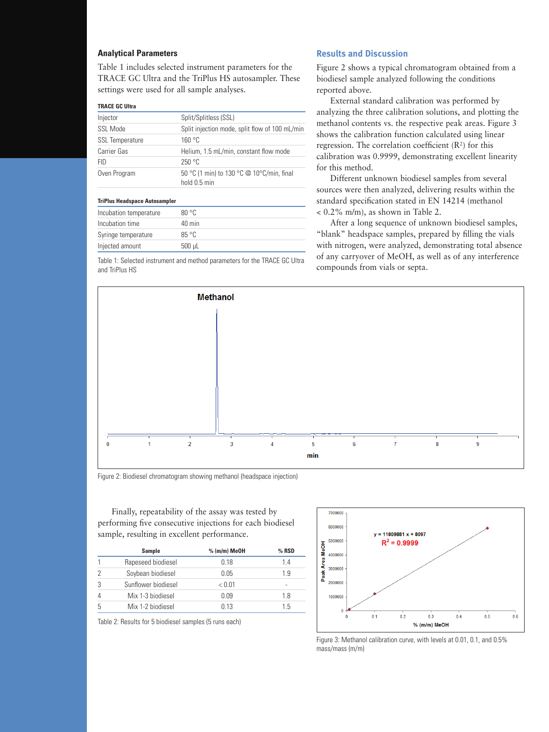### Analytical Parameters

Table 1 includes selected instrument parameters for the TRACE GC Ultra and the TriPlus HS autosampler. These settings were used for all sample analyses.

| **TRACE GC Ultra** | |
|---|---|
| Injector | Split/Splitless (SSL) |
| SSL Mode | Split injection mode, split flow of 100 mL/min |
| SSL Temperature | 160 °C |
| Carrier Gas | Helium, 1.5 mL/min, constant flow mode |
| FID | 250 °C |
| Oven Program | 50 °C (1 min) to 130 °C @ 10°C/min, final hold 0.5 min |
| **TriPlus Headspace Autosampler** | |
| Incubation temperature | 80 °C |
| Incubation time | 40 min |
| Syringe temperature | 85 °C |
| Injected amount | 500 µL |

Table 1: Selected instrument and method parameters for the TRACE GC Ultra and TriPlus HS

### Results and Discussion

Figure 2 shows a typical chromatogram obtained from a biodiesel sample analyzed following the conditions reported above.

External standard calibration was performed by analyzing the three calibration solutions, and plotting the methanol contents vs. the respective peak areas. Figure 3 shows the calibration function calculated using linear regression. The correlation coefficient ($R^2$) for this calibration was 0.9999, demonstrating excellent linearity for this method.

Different unknown biodiesel samples from several sources were then analyzed, delivering results within the standard specification stated in EN 14214 (methanol < 0.2% m/m), as shown in Table 2.

After a long sequence of unknown biodiesel samples, "blank" headspace samples, prepared by filling the vials with nitrogen, were analyzed, demonstrating total absence of any carryover of MeOH, as well as of any interference compounds from vials or septa.

Figure 2: Biodiesel chromatogram showing methanol (headspace injection)

Finally, repeatability of the assay was tested by performing five consecutive injections for each biodiesel sample, resulting in excellent performance.

| | Sample | % (m/m) MeOH | % RSD |
|---|---|---|---|
| 1 | Rapeseed biodiesel | 0.18 | 1.4 |
| 2 | Soybean biodiesel | 0.05 | 1.9 |
| 3 | Sunflower biodiesel | < 0.01 | - |
| 4 | Mix 1-3 biodiesel | 0.09 | 1.8 |
| 5 | Mix 1-2 biodiesel | 0.13 | 1.5 |

Table 2: Results for 5 biodiesel samples (5 runs each)

Figure 3: Methanol calibration curve, with levels at 0.01, 0.1, and 0.5% mass/mass (m/m)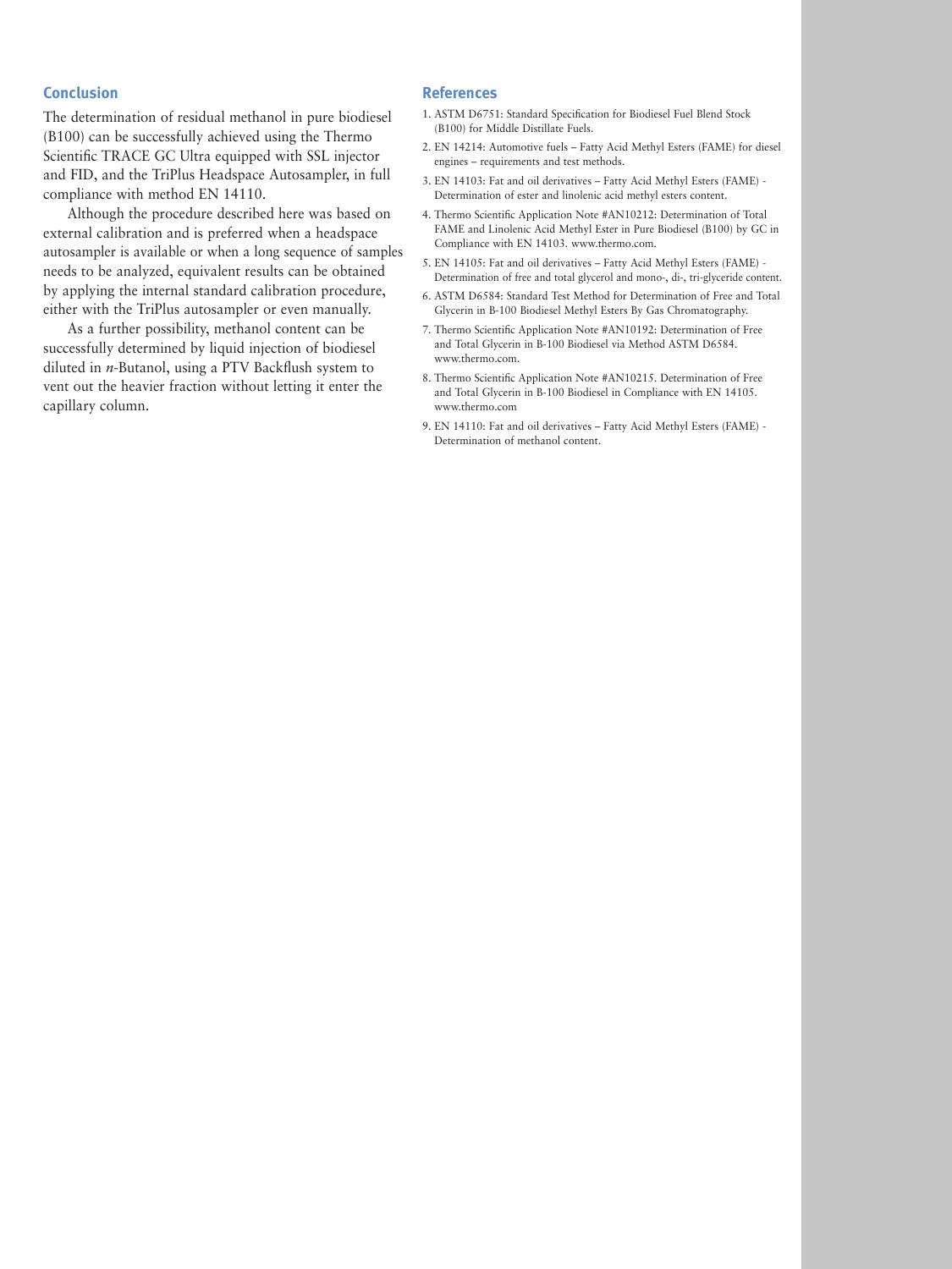## Conclusion

The determination of residual methanol in pure biodiesel (B100) can be successfully achieved using the Thermo Scientific TRACE GC Ultra equipped with SSL injector and FID, and the TriPlus Headspace Autosampler, in full compliance with method EN 14110.

Although the procedure described here was based on external calibration and is preferred when a headspace autosampler is available or when a long sequence of samples needs to be analyzed, equivalent results can be obtained by applying the internal standard calibration procedure, either with the TriPlus autosampler or even manually.

As a further possibility, methanol content can be successfully determined by liquid injection of biodiesel diluted in *n*-Butanol, using a PTV Backflush system to vent out the heavier fraction without letting it enter the capillary column.

## References

1. ASTM D6751: Standard Specification for Biodiesel Fuel Blend Stock (B100) for Middle Distillate Fuels.
2. EN 14214: Automotive fuels – Fatty Acid Methyl Esters (FAME) for diesel engines – requirements and test methods.
3. EN 14103: Fat and oil derivatives – Fatty Acid Methyl Esters (FAME) - Determination of ester and linolenic acid methyl esters content.
4. Thermo Scientific Application Note #AN10212: Determination of Total FAME and Linolenic Acid Methyl Ester in Pure Biodiesel (B100) by GC in Compliance with EN 14103. www.thermo.com.
5. EN 14105: Fat and oil derivatives – Fatty Acid Methyl Esters (FAME) - Determination of free and total glycerol and mono-, di-, tri-glyceride content.
6. ASTM D6584: Standard Test Method for Determination of Free and Total Glycerin in B-100 Biodiesel Methyl Esters By Gas Chromatography.
7. Thermo Scientific Application Note #AN10192: Determination of Free and Total Glycerin in B-100 Biodiesel via Method ASTM D6584. www.thermo.com.
8. Thermo Scientific Application Note #AN10215. Determination of Free and Total Glycerin in B-100 Biodiesel in Compliance with EN 14105. www.thermo.com
9. EN 14110: Fat and oil derivatives – Fatty Acid Methyl Esters (FAME) - Determination of methanol content.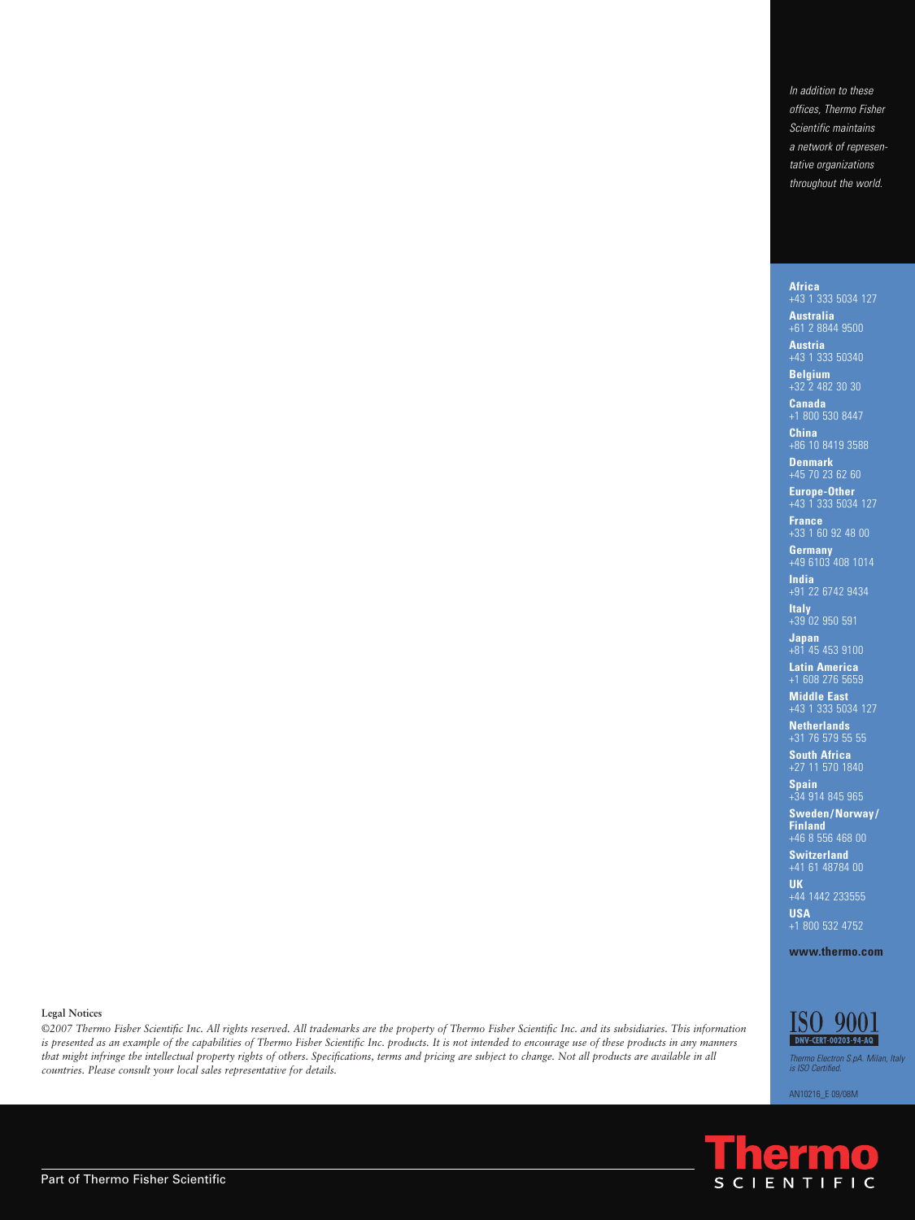*In addition to these offices, Thermo Fisher Scientific maintains a network of representative organizations throughout the world.*

**Africa**
+43 1 333 5034 127

**Australia**
+61 2 8844 9500

**Austria**
+43 1 333 50340

**Belgium**
+32 2 482 30 30

**Canada**
+1 800 530 8447

**China**
+86 10 8419 3588

**Denmark**
+45 70 23 62 60

**Europe-Other**
+43 1 333 5034 127

**France**
+33 1 60 92 48 00

**Germany**
+49 6103 408 1014

**India**
+91 22 6742 9434

**Italy**
+39 02 950 591

**Japan**
+81 45 453 9100

**Latin America**
+1 608 276 5659

**Middle East**
+43 1 333 5034 127

**Netherlands**
+31 76 579 55 55

**South Africa**
+27 11 570 1840

**Spain**
+34 914 845 965

**Sweden/Norway/Finland**
+46 8 556 468 00

**Switzerland**
+41 61 48784 00

**UK**
+44 1442 233555

**USA**
+1 800 532 4752

**www.thermo.com**

ISO 9001
DNV-CERT-00203-94-AQ

*Thermo Electron S.pA. Milan, Italy is ISO Certified.*

AN10216_E 09/08M

**Legal Notices**

*©2007 Thermo Fisher Scientific Inc. All rights reserved. All trademarks are the property of Thermo Fisher Scientific Inc. and its subsidiaries. This information is presented as an example of the capabilities of Thermo Fisher Scientific Inc. products. It is not intended to encourage use of these products in any manners that might infringe the intellectual property rights of others. Specifications, terms and pricing are subject to change. Not all products are available in all countries. Please consult your local sales representative for details.*

Part of Thermo Fisher Scientific

Thermo SCIENTIFIC